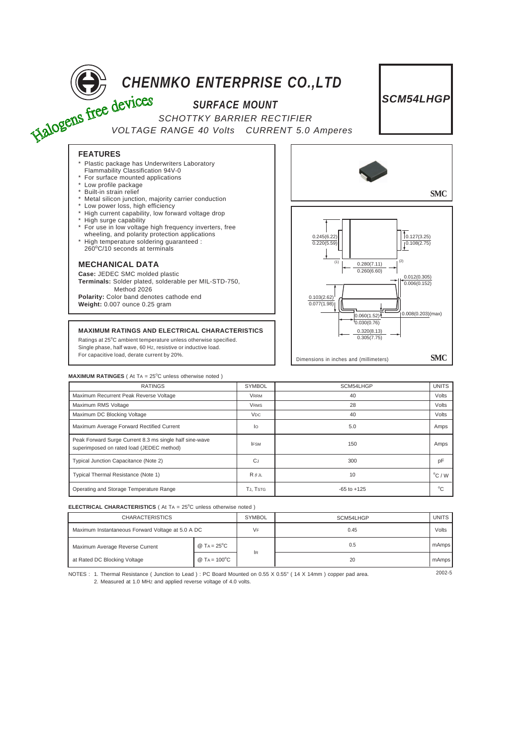# CHENMKO ENTERPRISE CO.,LTD

Halogens free devices

## SURFACE MOUNT

SCHOTTKY BARRIER RECTIFIER

VOLTAGE RANGE 40 Volts CURRENT 5.0 Amperes

**SCM54LHGP**

### FEATURES

- Plastic package has Underwriters Laboratory Flammability Classification 94V-0
- For surface mounted applications
- Low profile package
- Built-in strain relief
- Metal silicon junction, majority carrier conduction
- Low power loss, high efficiency
- High current capability, low forward voltage drop
- High surge capability
- For use in low voltage high frequency inverters, free wheeling, and polarity protection applications
- High temperature soldering guaranteed : 260°C/10 seconds at terminals

### MECHANICAL DATA

**Case:** JEDEC SMC molded plastic

**Terminals:** Solder plated, solderable per MIL-STD-750, Method 2026

**Polarity:** Color band denotes cathode end

**Weight:** 0.007 ounce 0.25 gram

### MAXIMUM RATINGS AND ELECTRICAL CHARACTERISTICS

Ratings at 25°C ambient temperature unless otherwise specified.
Single phase, half wave, 60 Hz, resistive or inductive load.
For capacitive load, derate current by 20%.

SMC

0.245(6.22) / 0.220(5.59); 0.127(3.25) / 0.108(2.75); 0.280(7.11) / 0.260(6.60); 0.012(0.305) / 0.006(0.152); 0.103(2.62) / 0.077(1.98); 0.060(1.52) / 0.030(0.76); 0.008(0.203)(max); 0.320(8.13) / 0.305(7.75)

Dimensions in inches and (millimeters) SMC

**MAXIMUM RATINGES** ( At $T_A$ = 25°C unless otherwise noted )

| RATINGS | SYMBOL | SCM54LHGP | UNITS |
|---|---|---|---|
| Maximum Recurrent Peak Reverse Voltage | $V_{RRM}$ | 40 | Volts |
| Maximum RMS Voltage | $V_{RMS}$ | 28 | Volts |
| Maximum DC Blocking Voltage | $V_{DC}$ | 40 | Volts |
| Maximum Average Forward Rectified Current | $I_O$ | 5.0 | Amps |
| Peak Forward Surge Current 8.3 ms single half sine-wave superimposed on rated load (JEDEC method) | $I_{FSM}$ | 150 | Amps |
| Typical Junction Capacitance (Note 2) | $C_J$ | 300 | pF |
| Typical Thermal Resistance (Note 1) | $R_{\theta JL}$ | 10 | °C / W |
| Operating and Storage Temperature Range | $T_J$, $T_{STG}$ | -65 to +125 | °C |

**ELECTRICAL CHARACTERISTICS** ( At $T_A$ = 25°C unless otherwise noted )

| CHARACTERISTICS | | SYMBOL | SCM54LHGP | UNITS |
|---|---|---|---|---|
| Maximum Instantaneous Forward Voltage at 5.0 A DC | | $V_F$ | 0.45 | Volts |
| Maximum Average Reverse Current | @ $T_A$ = 25°C | $I_R$ | 0.5 | mAmps |
| at Rated DC Blocking Voltage | @ $T_A$ = 100°C | | 20 | mAmps |

NOTES : 1. Thermal Resistance ( Junction to Lead ) : PC Board Mounted on 0.55 X 0.55" ( 14 X 14mm ) copper pad area.
2. Measured at 1.0 MHz and applied reverse voltage of 4.0 volts.

2002-5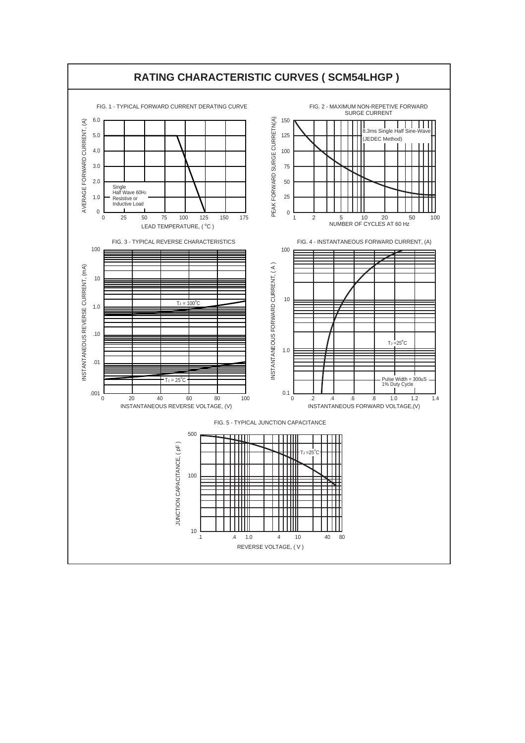# RATING CHARACTERISTIC CURVES ( SCM54LHGP )

FIG. 1 - TYPICAL FORWARD CURRENT DERATING CURVE

AVERAGE FORWARD CURRENT, (A)

6.0
5.0
4.0
3.0
2.0
1.0
0

Single
Half Wave 60Hz
Resistive or
Inductive Load

0 25 50 75 100 125 150 175

LEAD TEMPERATURE, ( °C )

FIG. 2 - MAXIMUM NON-REPETIVE FORWARD SURGE CURRENT

PEAK FORWARD SURGE CURRETN(A)

150
125
100
75
50
25
0

8.3ms Single Half Sine-Wave
(JEDEC Method)

1 2 5 10 20 50 100

NUMBER OF CYCLES AT 60 Hz

FIG. 3 - TYPICAL REVERSE CHARACTERISTICS

INSTANTANEOUS REVERSE CURRENT, (mA)

100
10
1.0
.10
.01
.001

$T_J$ = 100°C

$T_J$ = 25°C

0 20 40 60 80 100

INSTANTANEOUS REVERSE VOLTAGE, (V)

FIG. 4 - INSTANTANEOUS FORWARD CURRENT, (A)

INSTANTANEOUS FORWARD CURRENT, ( A )

100
10
1.0
0.1

$T_J$ =25°C

Pulse Width = 300uS
1% Duty Cycle

0 .2 .4 .6 .8 1.0 1.2 1.4

INSTANTANEOUS FORWARD VOLTAGE,(V)

FIG. 5 - TYPICAL JUNCTION CAPACITANCE

JUNCTION CAPACITANCE, ( pF )

500
100
10

$T_J$ =25°C

.1 .4 1.0 4 10 40 80

REVERSE VOLTAGE, ( V )